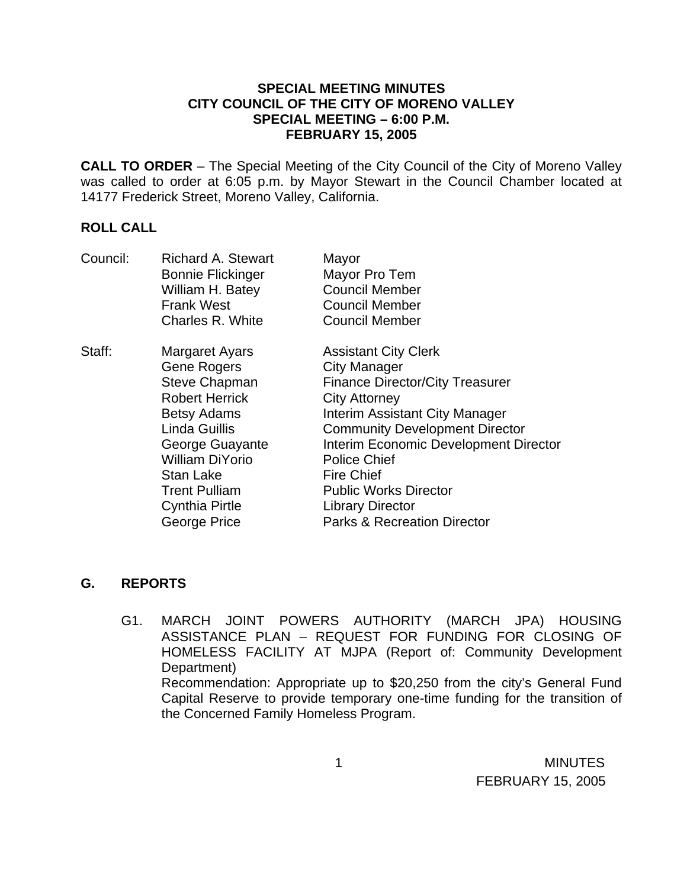**SPECIAL MEETING MINUTES**
**CITY COUNCIL OF THE CITY OF MORENO VALLEY**
**SPECIAL MEETING – 6:00 P.M.**
**FEBRUARY 15, 2005**

**CALL TO ORDER** – The Special Meeting of the City Council of the City of Moreno Valley was called to order at 6:05 p.m. by Mayor Stewart in the Council Chamber located at 14177 Frederick Street, Moreno Valley, California.

## ROLL CALL

| | | |
|---|---|---|
| Council: | Richard A. Stewart | Mayor |
| | Bonnie Flickinger | Mayor Pro Tem |
| | William H. Batey | Council Member |
| | Frank West | Council Member |
| | Charles R. White | Council Member |
| Staff: | Margaret Ayars | Assistant City Clerk |
| | Gene Rogers | City Manager |
| | Steve Chapman | Finance Director/City Treasurer |
| | Robert Herrick | City Attorney |
| | Betsy Adams | Interim Assistant City Manager |
| | Linda Guillis | Community Development Director |
| | George Guayante | Interim Economic Development Director |
| | William DiYorio | Police Chief |
| | Stan Lake | Fire Chief |
| | Trent Pulliam | Public Works Director |
| | Cynthia Pirtle | Library Director |
| | George Price | Parks & Recreation Director |

## G. REPORTS

G1. MARCH JOINT POWERS AUTHORITY (MARCH JPA) HOUSING ASSISTANCE PLAN – REQUEST FOR FUNDING FOR CLOSING OF HOMELESS FACILITY AT MJPA (Report of: Community Development Department)
Recommendation: Appropriate up to $20,250 from the city's General Fund Capital Reserve to provide temporary one-time funding for the transition of the Concerned Family Homeless Program.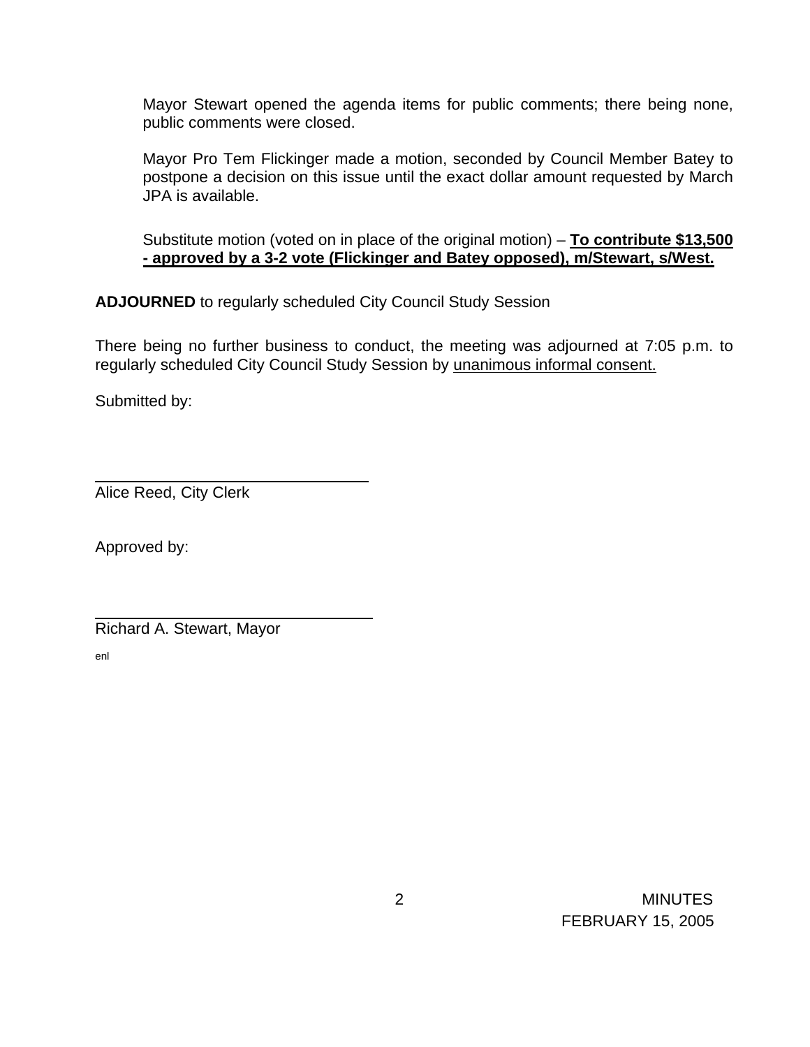Mayor Stewart opened the agenda items for public comments; there being none, public comments were closed.

Mayor Pro Tem Flickinger made a motion, seconded by Council Member Batey to postpone a decision on this issue until the exact dollar amount requested by March JPA is available.

Substitute motion (voted on in place of the original motion) – **To contribute $13,500 - approved by a 3-2 vote (Flickinger and Batey opposed), m/Stewart, s/West.**

**ADJOURNED** to regularly scheduled City Council Study Session

There being no further business to conduct, the meeting was adjourned at 7:05 p.m. to regularly scheduled City Council Study Session by unanimous informal consent.

Submitted by:

\_\_\_\_\_\_\_\_\_\_\_\_\_\_\_\_\_\_\_\_\_\_\_\_\_\_\_\_\_\_

Alice Reed, City Clerk

Approved by:

\_\_\_\_\_\_\_\_\_\_\_\_\_\_\_\_\_\_\_\_\_\_\_\_\_\_\_\_\_\_

Richard A. Stewart, Mayor

enl